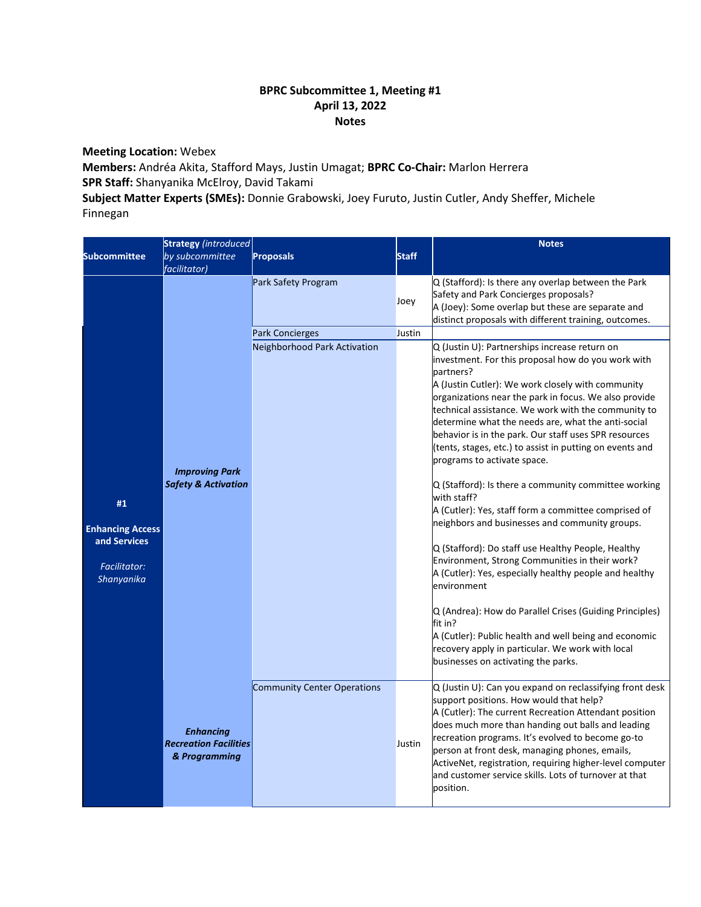**BPRC Subcommittee 1, Meeting #1**
**April 13, 2022**
**Notes**

**Meeting Location:** Webex
**Members:** Andréa Akita, Stafford Mays, Justin Umagat; **BPRC Co-Chair:** Marlon Herrera
**SPR Staff:** Shanyanika McElroy, David Takami
**Subject Matter Experts (SMEs):** Donnie Grabowski, Joey Furuto, Justin Cutler, Andy Sheffer, Michele Finnegan

| Subcommittee | Strategy *(introduced by subcommittee facilitator)* | Proposals | Staff | Notes |
|---|---|---|---|---|
| **#1 Enhancing Access and Services** *Facilitator: Shanyanika* | ***Improving Park Safety & Activation*** | Park Safety Program | Joey | Q (Stafford): Is there any overlap between the Park Safety and Park Concierges proposals?<br>A (Joey): Some overlap but these are separate and distinct proposals with different training, outcomes. |
| | | Park Concierges | Justin | |
| | | Neighborhood Park Activation | | Q (Justin U): Partnerships increase return on investment. For this proposal how do you work with partners?<br>A (Justin Cutler): We work closely with community organizations near the park in focus. We also provide technical assistance. We work with the community to determine what the needs are, what the anti-social behavior is in the park. Our staff uses SPR resources (tents, stages, etc.) to assist in putting on events and programs to activate space.<br><br>Q (Stafford): Is there a community committee working with staff?<br>A (Cutler): Yes, staff form a committee comprised of neighbors and businesses and community groups.<br><br>Q (Stafford): Do staff use Healthy People, Healthy Environment, Strong Communities in their work?<br>A (Cutler): Yes, especially healthy people and healthy environment<br><br>Q (Andrea): How do Parallel Crises (Guiding Principles) fit in?<br>A (Cutler): Public health and well being and economic recovery apply in particular. We work with local businesses on activating the parks. |
| | ***Enhancing Recreation Facilities & Programming*** | Community Center Operations | Justin | Q (Justin U): Can you expand on reclassifying front desk support positions. How would that help?<br>A (Cutler): The current Recreation Attendant position does much more than handing out balls and leading recreation programs. It's evolved to become go-to person at front desk, managing phones, emails, ActiveNet, registration, requiring higher-level computer and customer service skills. Lots of turnover at that position. |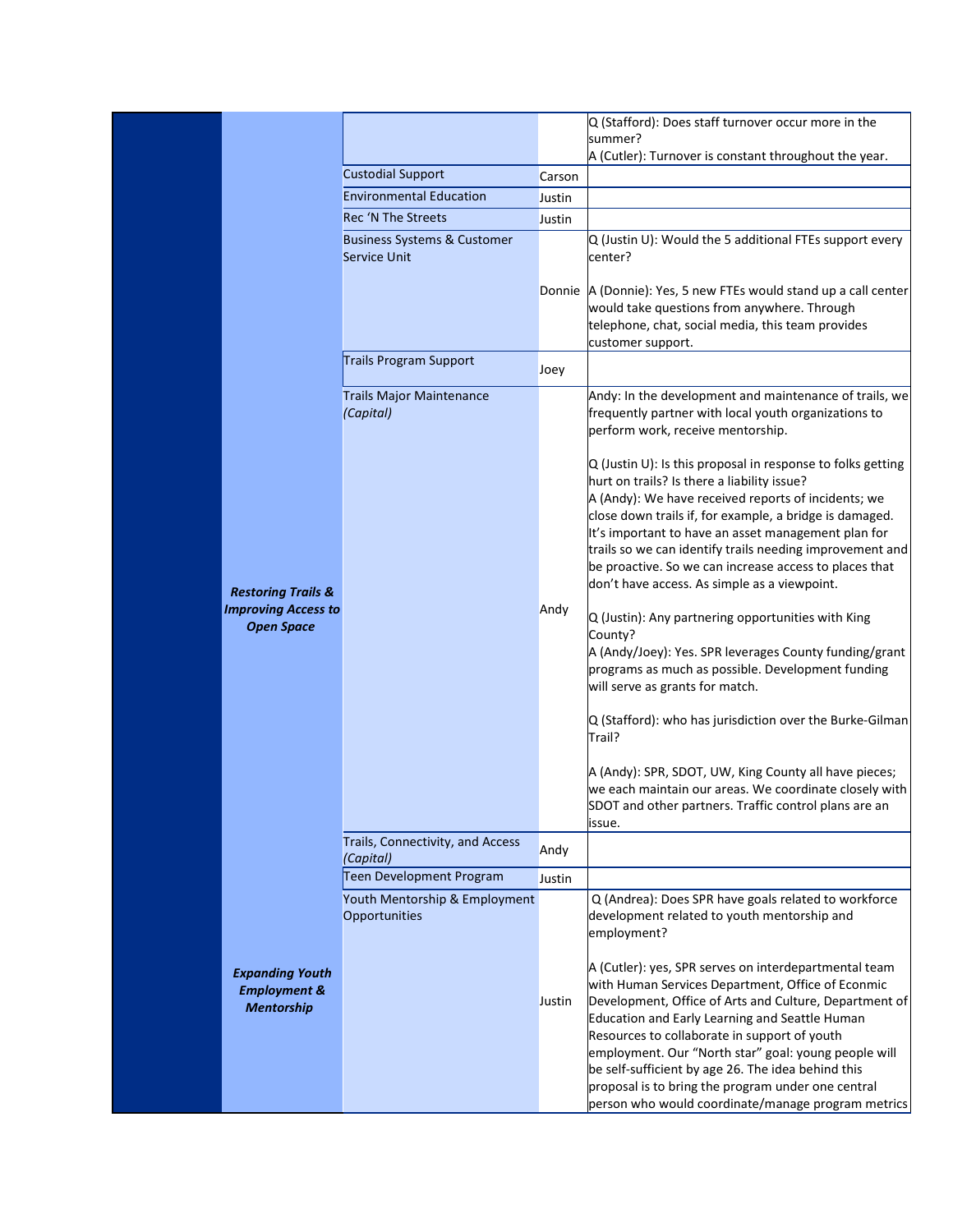| | | | | |
|---|---|---|---|---|
| | | | | Q (Stafford): Does staff turnover occur more in the summer?<br>A (Cutler): Turnover is constant throughout the year. |
| | | Custodial Support | Carson | |
| | | Environmental Education | Justin | |
| | | Rec 'N The Streets | Justin | |
| | | Business Systems & Customer Service Unit | Donnie | Q (Justin U): Would the 5 additional FTEs support every center?<br><br>A (Donnie): Yes, 5 new FTEs would stand up a call center would take questions from anywhere. Through telephone, chat, social media, this team provides customer support. |
| | | Trails Program Support | Joey | |
| | ***Restoring Trails & Improving Access to Open Space*** | Trails Major Maintenance *(Capital)* | Andy | Andy: In the development and maintenance of trails, we frequently partner with local youth organizations to perform work, receive mentorship.<br><br>Q (Justin U): Is this proposal in response to folks getting hurt on trails? Is there a liability issue?<br>A (Andy): We have received reports of incidents; we close down trails if, for example, a bridge is damaged. It's important to have an asset management plan for trails so we can identify trails needing improvement and be proactive. So we can increase access to places that don't have access. As simple as a viewpoint.<br><br>Q (Justin): Any partnering opportunities with King County?<br>A (Andy/Joey): Yes. SPR leverages County funding/grant programs as much as possible. Development funding will serve as grants for match.<br><br>Q (Stafford): who has jurisdiction over the Burke-Gilman Trail?<br><br>A (Andy): SPR, SDOT, UW, King County all have pieces; we each maintain our areas. We coordinate closely with SDOT and other partners. Traffic control plans are an issue. |
| | | Trails, Connectivity, and Access *(Capital)* | Andy | |
| | ***Expanding Youth Employment & Mentorship*** | Teen Development Program | Justin | |
| | | Youth Mentorship & Employment Opportunities | Justin | Q (Andrea): Does SPR have goals related to workforce development related to youth mentorship and employment?<br><br>A (Cutler): yes, SPR serves on interdepartmental team with Human Services Department, Office of Econmic Development, Office of Arts and Culture, Department of Education and Early Learning and Seattle Human Resources to collaborate in support of youth employment. Our "North star" goal: young people will be self-sufficient by age 26. The idea behind this proposal is to bring the program under one central person who would coordinate/manage program metrics |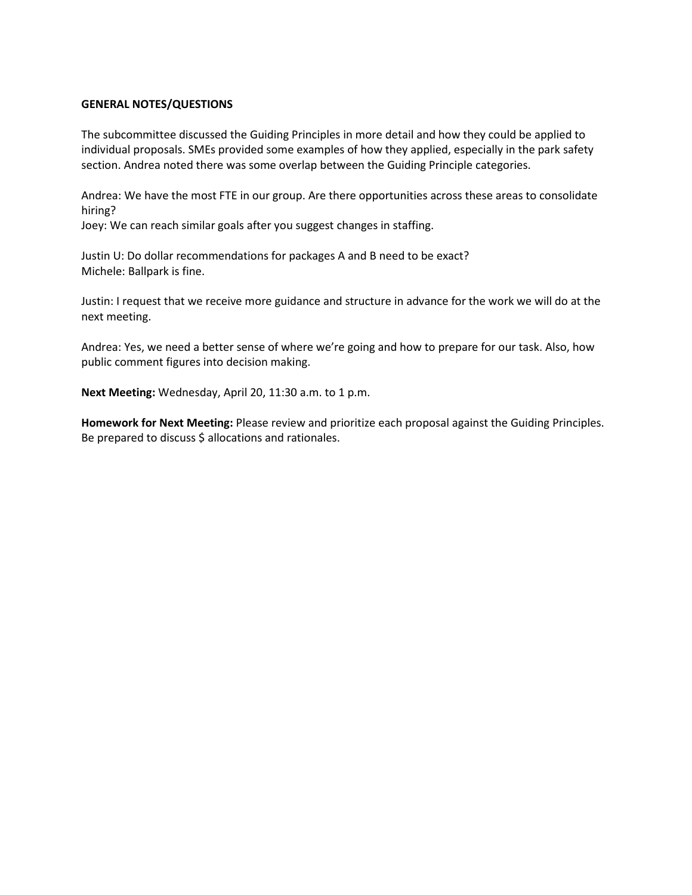**GENERAL NOTES/QUESTIONS**

The subcommittee discussed the Guiding Principles in more detail and how they could be applied to individual proposals. SMEs provided some examples of how they applied, especially in the park safety section. Andrea noted there was some overlap between the Guiding Principle categories.

Andrea: We have the most FTE in our group. Are there opportunities across these areas to consolidate hiring?
Joey: We can reach similar goals after you suggest changes in staffing.

Justin U: Do dollar recommendations for packages A and B need to be exact?
Michele: Ballpark is fine.

Justin: I request that we receive more guidance and structure in advance for the work we will do at the next meeting.

Andrea: Yes, we need a better sense of where we're going and how to prepare for our task. Also, how public comment figures into decision making.

**Next Meeting:** Wednesday, April 20, 11:30 a.m. to 1 p.m.

**Homework for Next Meeting:** Please review and prioritize each proposal against the Guiding Principles. Be prepared to discuss $ allocations and rationales.